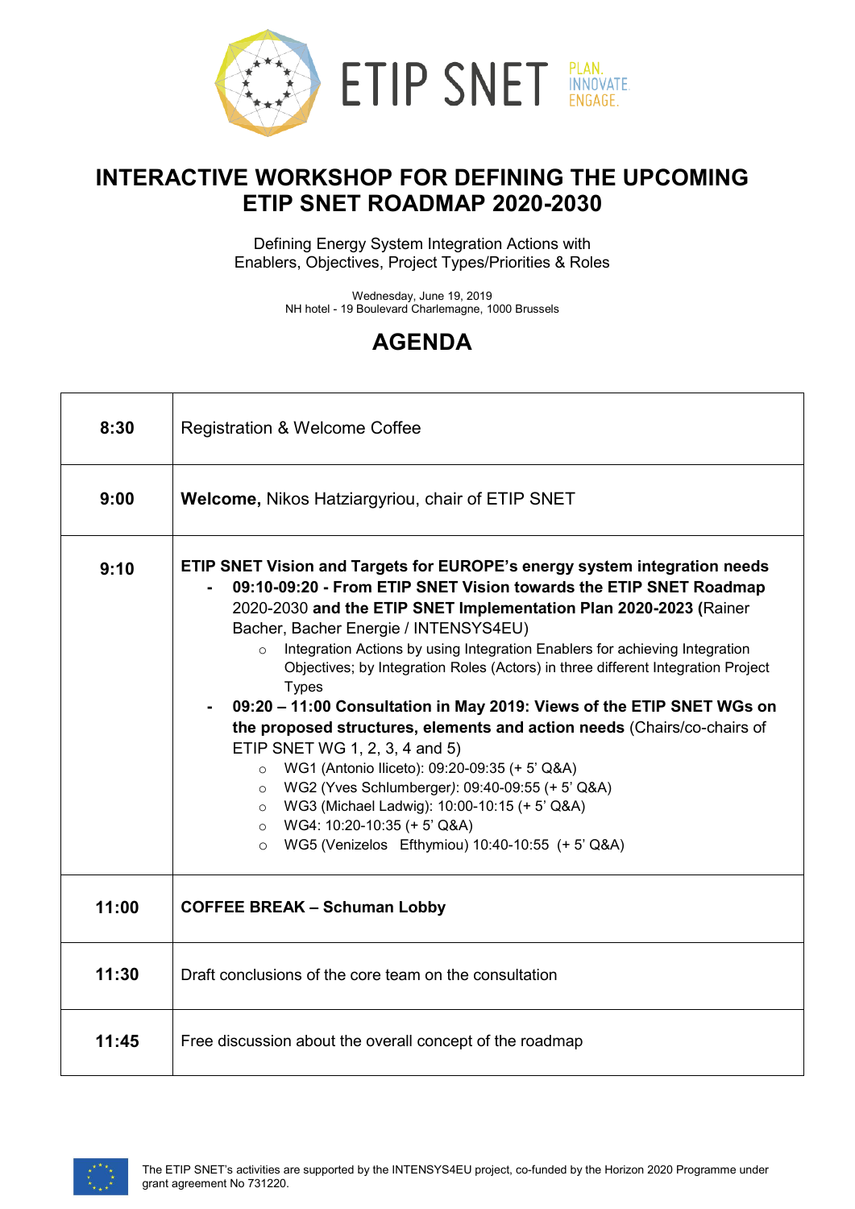ETIP SNET PLAN. INNOVATE. ENGAGE.

# INTERACTIVE WORKSHOP FOR DEFINING THE UPCOMING ETIP SNET ROADMAP 2020-2030

Defining Energy System Integration Actions with
Enablers, Objectives, Project Types/Priorities & Roles

Wednesday, June 19, 2019
NH hotel - 19 Boulevard Charlemagne, 1000 Brussels

## AGENDA

| | |
|---|---|
| **8:30** | Registration & Welcome Coffee |
| **9:00** | **Welcome,** Nikos Hatziargyriou, chair of ETIP SNET |
| **9:10** | **ETIP SNET Vision and Targets for EUROPE's energy system integration needs**<br>- **09:10-09:20 - From ETIP SNET Vision towards the ETIP SNET Roadmap** 2020-2030 **and the ETIP SNET Implementation Plan 2020-2023 (**Rainer Bacher, Bacher Energie / INTENSYS4EU)<br>&nbsp;&nbsp;&nbsp;&nbsp;○ Integration Actions by using Integration Enablers for achieving Integration Objectives; by Integration Roles (Actors) in three different Integration Project Types<br>- **09:20 – 11:00 Consultation in May 2019: Views of the ETIP SNET WGs on the proposed structures, elements and action needs** (Chairs/co-chairs of ETIP SNET WG 1, 2, 3, 4 and 5)<br>&nbsp;&nbsp;&nbsp;&nbsp;○ WG1 (Antonio Iliceto): 09:20-09:35 (+ 5' Q&A)<br>&nbsp;&nbsp;&nbsp;&nbsp;○ WG2 (Yves Schlumberger): 09:40-09:55 (+ 5' Q&A)<br>&nbsp;&nbsp;&nbsp;&nbsp;○ WG3 (Michael Ladwig): 10:00-10:15 (+ 5' Q&A)<br>&nbsp;&nbsp;&nbsp;&nbsp;○ WG4: 10:20-10:35 (+ 5' Q&A)<br>&nbsp;&nbsp;&nbsp;&nbsp;○ WG5 (Venizelos Efthymiou) 10:40-10:55 (+ 5' Q&A) |
| **11:00** | **COFFEE BREAK – Schuman Lobby** |
| **11:30** | Draft conclusions of the core team on the consultation |
| **11:45** | Free discussion about the overall concept of the roadmap |

The ETIP SNET's activities are supported by the INTENSYS4EU project, co-funded by the Horizon 2020 Programme under grant agreement No 731220.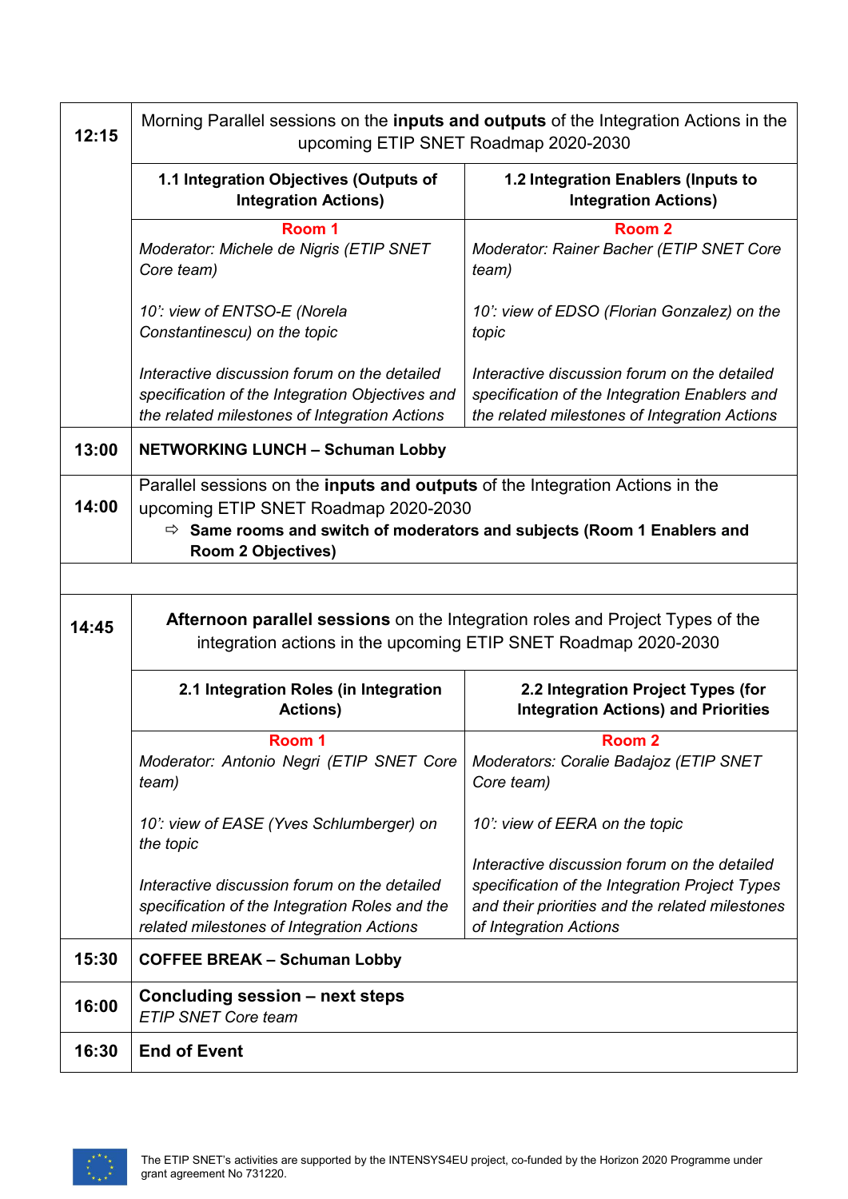| | | |
|---|---|---|
| **12:15** | Morning Parallel sessions on the **inputs and outputs** of the Integration Actions in the upcoming ETIP SNET Roadmap 2020-2030 | |
| | **1.1 Integration Objectives (Outputs of Integration Actions)** | **1.2 Integration Enablers (Inputs to Integration Actions)** |
| | **Room 1**<br>*Moderator: Michele de Nigris (ETIP SNET Core team)*<br><br>*10': view of ENTSO-E (Norela Constantinescu) on the topic*<br><br>*Interactive discussion forum on the detailed specification of the Integration Objectives and the related milestones of Integration Actions* | **Room 2**<br>*Moderator: Rainer Bacher (ETIP SNET Core team)*<br><br>*10': view of EDSO (Florian Gonzalez) on the topic*<br><br>*Interactive discussion forum on the detailed specification of the Integration Enablers and the related milestones of Integration Actions* |
| **13:00** | **NETWORKING LUNCH – Schuman Lobby** | |
| **14:00** | Parallel sessions on the **inputs and outputs** of the Integration Actions in the upcoming ETIP SNET Roadmap 2020-2030<br>⇨ **Same rooms and switch of moderators and subjects (Room 1 Enablers and Room 2 Objectives)** | |
| | | |
| **14:45** | **Afternoon parallel sessions** on the Integration roles and Project Types of the integration actions in the upcoming ETIP SNET Roadmap 2020-2030 | |
| | **2.1 Integration Roles (in Integration Actions)** | **2.2 Integration Project Types (for Integration Actions) and Priorities** |
| | **Room 1**<br>*Moderator: Antonio Negri (ETIP SNET Core team)*<br><br>*10': view of EASE (Yves Schlumberger) on the topic*<br><br>*Interactive discussion forum on the detailed specification of the Integration Roles and the related milestones of Integration Actions* | **Room 2**<br>*Moderators: Coralie Badajoz (ETIP SNET Core team)*<br><br>*10': view of EERA on the topic*<br><br>*Interactive discussion forum on the detailed specification of the Integration Project Types and their priorities and the related milestones of Integration Actions* |
| **15:30** | **COFFEE BREAK – Schuman Lobby** | |
| **16:00** | **Concluding session – next steps**<br>*ETIP SNET Core team* | |
| **16:30** | **End of Event** | |

The ETIP SNET's activities are supported by the INTENSYS4EU project, co-funded by the Horizon 2020 Programme under grant agreement No 731220.